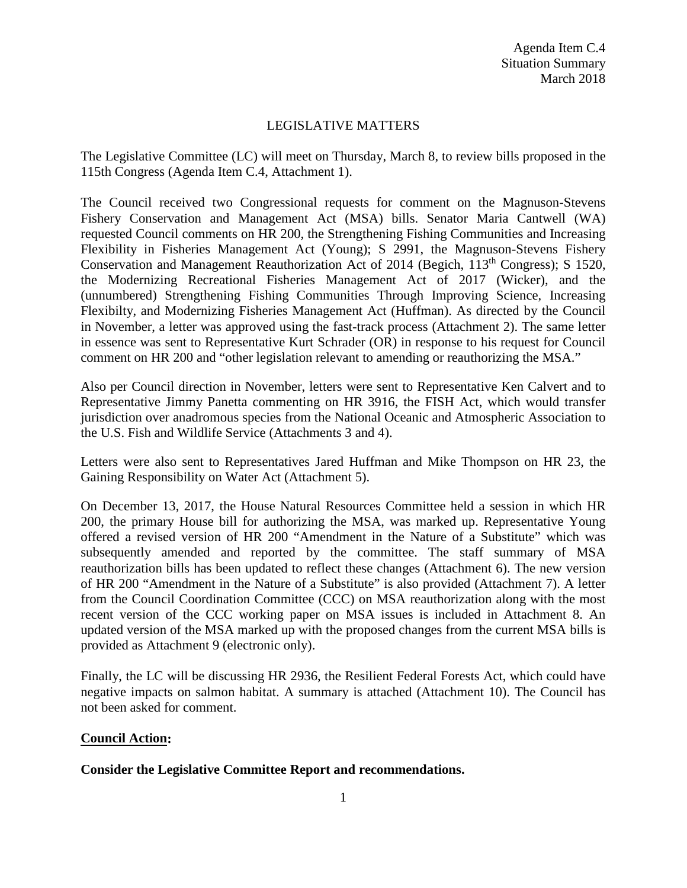Agenda Item C.4
Situation Summary
March 2018

# LEGISLATIVE MATTERS

The Legislative Committee (LC) will meet on Thursday, March 8, to review bills proposed in the 115th Congress (Agenda Item C.4, Attachment 1).

The Council received two Congressional requests for comment on the Magnuson-Stevens Fishery Conservation and Management Act (MSA) bills. Senator Maria Cantwell (WA) requested Council comments on HR 200, the Strengthening Fishing Communities and Increasing Flexibility in Fisheries Management Act (Young); S 2991, the Magnuson-Stevens Fishery Conservation and Management Reauthorization Act of 2014 (Begich, 113th Congress); S 1520, the Modernizing Recreational Fisheries Management Act of 2017 (Wicker), and the (unnumbered) Strengthening Fishing Communities Through Improving Science, Increasing Flexibilty, and Modernizing Fisheries Management Act (Huffman). As directed by the Council in November, a letter was approved using the fast-track process (Attachment 2). The same letter in essence was sent to Representative Kurt Schrader (OR) in response to his request for Council comment on HR 200 and "other legislation relevant to amending or reauthorizing the MSA."

Also per Council direction in November, letters were sent to Representative Ken Calvert and to Representative Jimmy Panetta commenting on HR 3916, the FISH Act, which would transfer jurisdiction over anadromous species from the National Oceanic and Atmospheric Association to the U.S. Fish and Wildlife Service (Attachments 3 and 4).

Letters were also sent to Representatives Jared Huffman and Mike Thompson on HR 23, the Gaining Responsibility on Water Act (Attachment 5).

On December 13, 2017, the House Natural Resources Committee held a session in which HR 200, the primary House bill for authorizing the MSA, was marked up. Representative Young offered a revised version of HR 200 "Amendment in the Nature of a Substitute" which was subsequently amended and reported by the committee. The staff summary of MSA reauthorization bills has been updated to reflect these changes (Attachment 6). The new version of HR 200 "Amendment in the Nature of a Substitute" is also provided (Attachment 7). A letter from the Council Coordination Committee (CCC) on MSA reauthorization along with the most recent version of the CCC working paper on MSA issues is included in Attachment 8. An updated version of the MSA marked up with the proposed changes from the current MSA bills is provided as Attachment 9 (electronic only).

Finally, the LC will be discussing HR 2936, the Resilient Federal Forests Act, which could have negative impacts on salmon habitat. A summary is attached (Attachment 10). The Council has not been asked for comment.

## Council Action:

**Consider the Legislative Committee Report and recommendations.**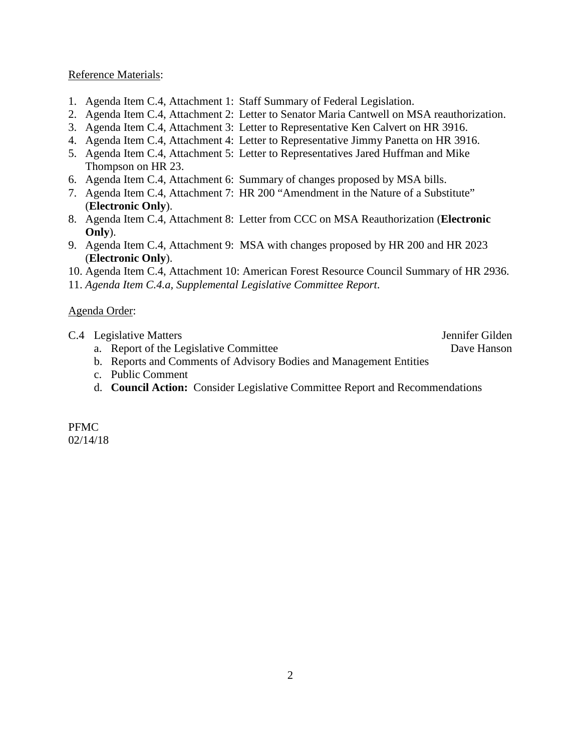Reference Materials:

1. Agenda Item C.4, Attachment 1: Staff Summary of Federal Legislation.
2. Agenda Item C.4, Attachment 2: Letter to Senator Maria Cantwell on MSA reauthorization.
3. Agenda Item C.4, Attachment 3: Letter to Representative Ken Calvert on HR 3916.
4. Agenda Item C.4, Attachment 4: Letter to Representative Jimmy Panetta on HR 3916.
5. Agenda Item C.4, Attachment 5: Letter to Representatives Jared Huffman and Mike Thompson on HR 23.
6. Agenda Item C.4, Attachment 6: Summary of changes proposed by MSA bills.
7. Agenda Item C.4, Attachment 7: HR 200 "Amendment in the Nature of a Substitute" (**Electronic Only**).
8. Agenda Item C.4, Attachment 8: Letter from CCC on MSA Reauthorization (**Electronic Only**).
9. Agenda Item C.4, Attachment 9: MSA with changes proposed by HR 200 and HR 2023 (**Electronic Only**).
10. Agenda Item C.4, Attachment 10: American Forest Resource Council Summary of HR 2936.
11. *Agenda Item C.4.a, Supplemental Legislative Committee Report*.

Agenda Order:

C.4 Legislative Matters — Jennifer Gilden

a. Report of the Legislative Committee — Dave Hanson
b. Reports and Comments of Advisory Bodies and Management Entities
c. Public Comment
d. **Council Action:** Consider Legislative Committee Report and Recommendations

PFMC
02/14/18